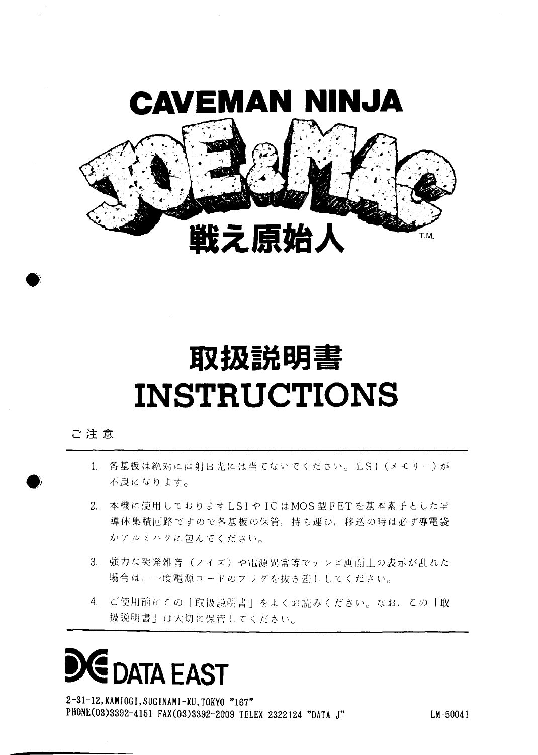# CAVEMAN NINJA

# JOE&MAC

# 戦え原始人

T.M.

# 取扱説明書
# INSTRUCTIONS

ご注意

1. 各基板は絶対に直射日光には当てないでください。LSI（メモリー）が不良になります。
2. 本機に使用しておりますLSIやICはMOS型FETを基本素子とした半導体集積回路ですので各基板の保管，持ち運び，移送の時は必ず導電袋かアルミハクに包んでください。
3. 強力な突発雑音（ノイズ）や電源異常等でテレビ画面上の表示が乱れた場合は，一度電源コードのプラグを抜き差ししてください。
4. ご使用前にこの「取扱説明書」をよくお読みください。なお，この「取扱説明書」は大切に保管してください。

**DATA EAST**

2-31-12, KAMIOGI, SUGINAMI-KU, TOKYO "167"
PHONE(03)3392-4151 FAX(03)3392-2009 TELEX 2322124 "DATA J"

LM-50041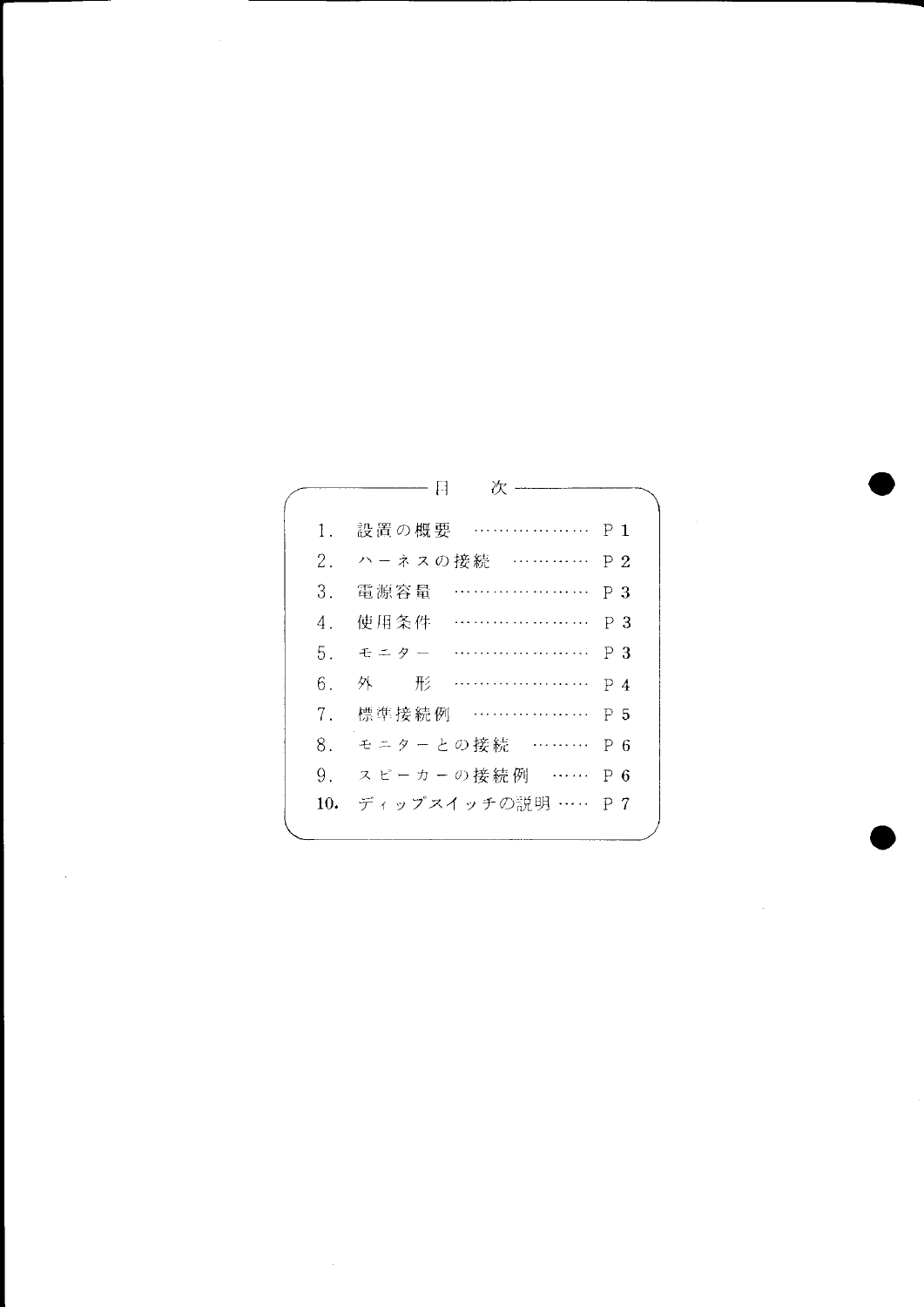## 目　次

1. 設置の概要 ……………… P 1
2. ハーネスの接続 ………… P 2
3. 電源容量 ………………… P 3
4. 使用条件 ………………… P 3
5. モニター ………………… P 3
6. 外　形 …………………… P 4
7. 標準接続例 ……………… P 5
8. モニターとの接続 ……… P 6
9. スピーカーの接続例 …… P 6
10. ディップスイッチの説明 …… P 7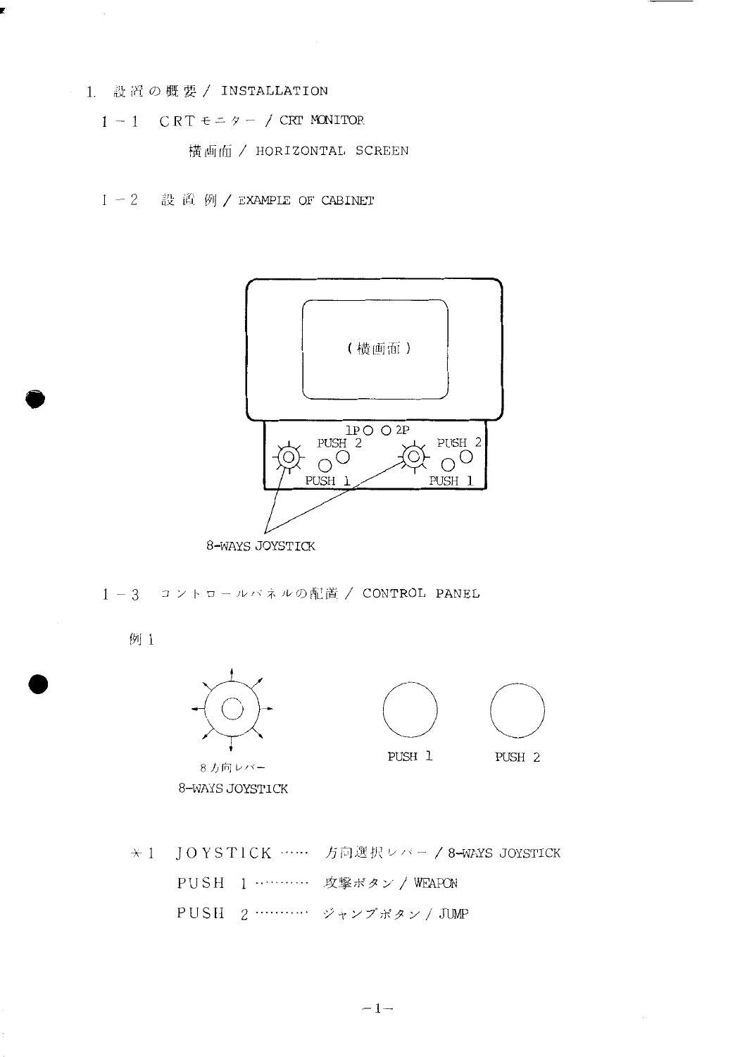# 1. 設置の概要 / INSTALLATION

## 1－1　CRTモニター / CRT MONITOR

横画面 / HORIZONTAL SCREEN

## 1－2　設置例 / EXAMPLE OF CABINET

(横画面)

1P ○ ○ 2P

PUSH 2　PUSH 2

PUSH 1　PUSH 1

8-WAYS JOYSTICK

## 1－3　コントロールパネルの配置 / CONTROL PANEL

例1

8方向レバー
8-WAYS JOYSTICK

PUSH 1　　PUSH 2

＊1　JOYSTICK …… 方向選択レバー / 8-WAYS JOYSTICK

PUSH 1 ………… 攻撃ボタン / WEAPON

PUSH 2 ………… ジャンプボタン / JUMP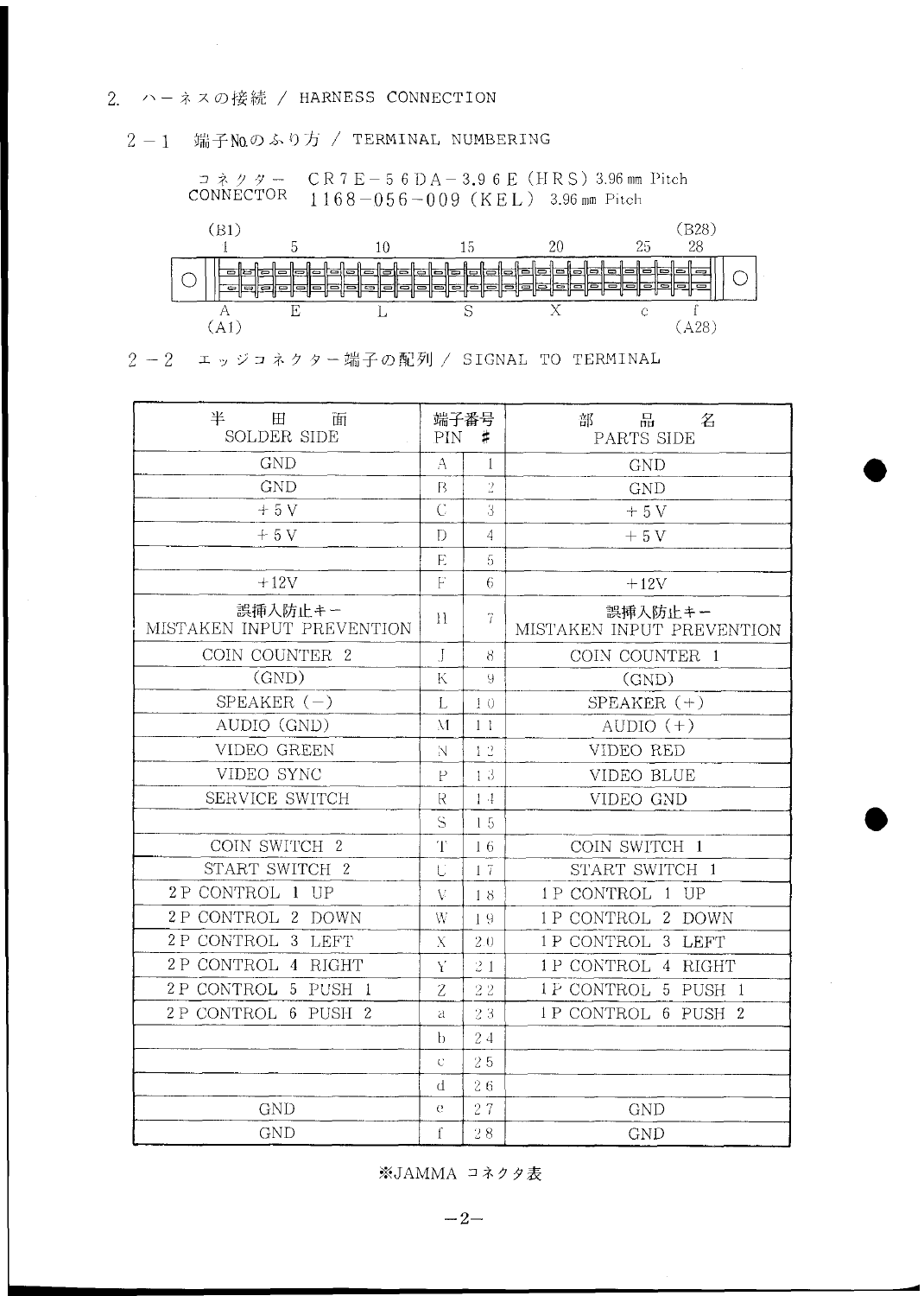## 2. ハーネスの接続 / HARNESS CONNECTION

### 2－1 端子No.のふり方 / TERMINAL NUMBERING

コネクター CONNECTOR　CR7E－56DA－3.96E（HRS）3.96㎜ Pitch
1168－056－009（KEL） 3.96㎜ Pitch

(B1) 1 5 10 15 20 25 28 (B28)

A E L S X c f
(A1) (A28)

### 2－2 エッジコネクター端子の配列 / SIGNAL TO TERMINAL

| 半田面 SOLDER SIDE | 端子番号 PIN # | | 部品名 PARTS SIDE |
|---|---|---|---|
| GND | A | 1 | GND |
| GND | B | 2 | GND |
| ＋5V | C | 3 | ＋5V |
| ＋5V | D | 4 | ＋5V |
| | E | 5 | |
| ＋12V | F | 6 | ＋12V |
| 誤挿入防止キー MISTAKEN INPUT PREVENTION | H | 7 | 誤挿入防止キー MISTAKEN INPUT PREVENTION |
| COIN COUNTER 2 | J | 8 | COIN COUNTER 1 |
| (GND) | K | 9 | (GND) |
| SPEAKER (－) | L | 10 | SPEAKER (＋) |
| AUDIO (GND) | M | 11 | AUDIO (＋) |
| VIDEO GREEN | N | 12 | VIDEO RED |
| VIDEO SYNC | P | 13 | VIDEO BLUE |
| SERVICE SWITCH | R | 14 | VIDEO GND |
| | S | 15 | |
| COIN SWITCH 2 | T | 16 | COIN SWITCH 1 |
| START SWITCH 2 | U | 17 | START SWITCH 1 |
| 2P CONTROL 1 UP | V | 18 | 1P CONTROL 1 UP |
| 2P CONTROL 2 DOWN | W | 19 | 1P CONTROL 2 DOWN |
| 2P CONTROL 3 LEFT | X | 20 | 1P CONTROL 3 LEFT |
| 2P CONTROL 4 RIGHT | Y | 21 | 1P CONTROL 4 RIGHT |
| 2P CONTROL 5 PUSH 1 | Z | 22 | 1P CONTROL 5 PUSH 1 |
| 2P CONTROL 6 PUSH 2 | a | 23 | 1P CONTROL 6 PUSH 2 |
| | b | 24 | |
| | c | 25 | |
| | d | 26 | |
| GND | e | 27 | GND |
| GND | f | 28 | GND |

※JAMMA コネクタ表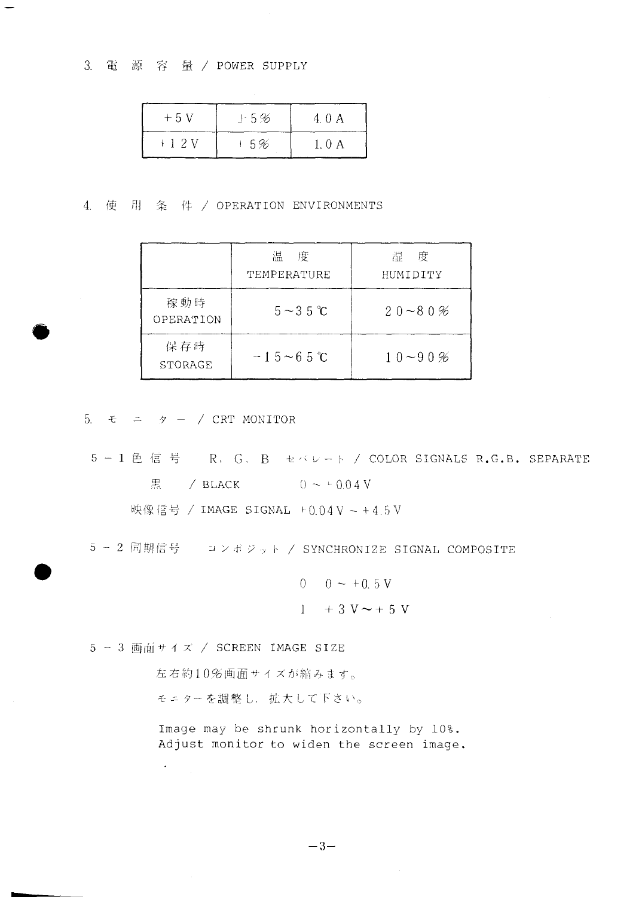## 3. 電　源　容　量 / POWER SUPPLY

| +5V | ±5% | 4.0A |
|---|---|---|
| +12V | ±5% | 1.0A |

## 4. 使　用　条　件 / OPERATION ENVIRONMENTS

| | 温　度<br>TEMPERATURE | 湿　度<br>HUMIDITY |
|---|---|---|
| 稼動時<br>OPERATION | 5〜35℃ | 20〜80% |
| 保存時<br>STORAGE | −15〜65℃ | 10〜90% |

## 5. モ　ニ　タ　ー / CRT MONITOR

### 5−1 色信号　R, G, B セパレート / COLOR SIGNALS R.G.B. SEPARATE

黒 / BLACK　　0 〜 +0.04V

映像信号 / IMAGE SIGNAL　+0.04V 〜 +4.5V

### 5−2 同期信号　コンポジット / SYNCHRONIZE SIGNAL COMPOSITE

0　0 〜 +0.5V

1　+3V〜+5V

### 5−3 画面サイズ / SCREEN IMAGE SIZE

左右約10%画面サイズが縮みます。

モニターを調整し、拡大して下さい。

Image may be shrunk horizontally by 10%.
Adjust monitor to widen the screen image.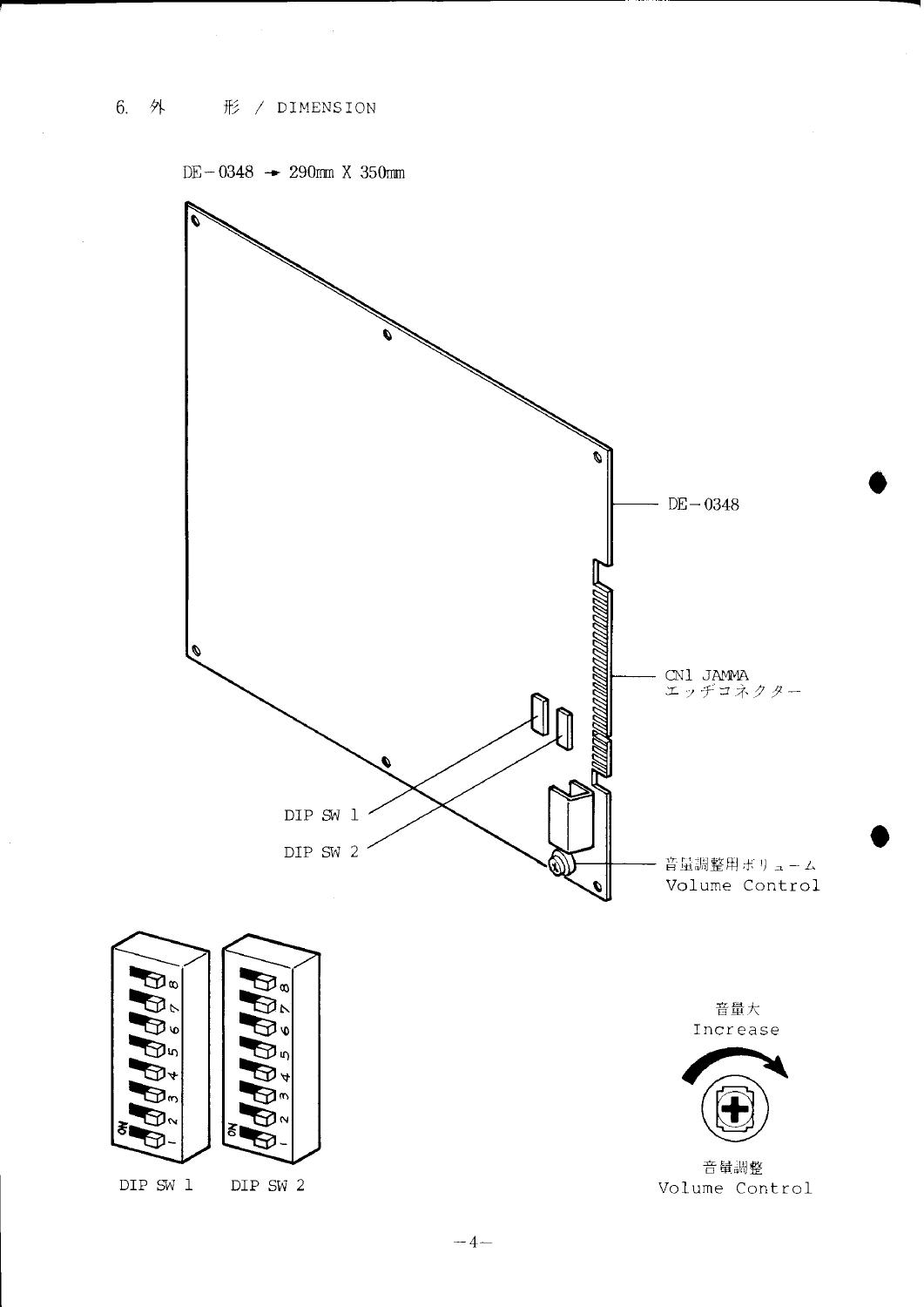## 6. 外　　形 / DIMENSION

DE－0348 → 290mm X 350mm

DE－0348

CN1 JAMMA
エッヂコネクター

DIP SW 1

DIP SW 2

音量調整用ボリューム
Volume Control

DIP SW 1　　DIP SW 2

音量大
Increase

音量調整
Volume Control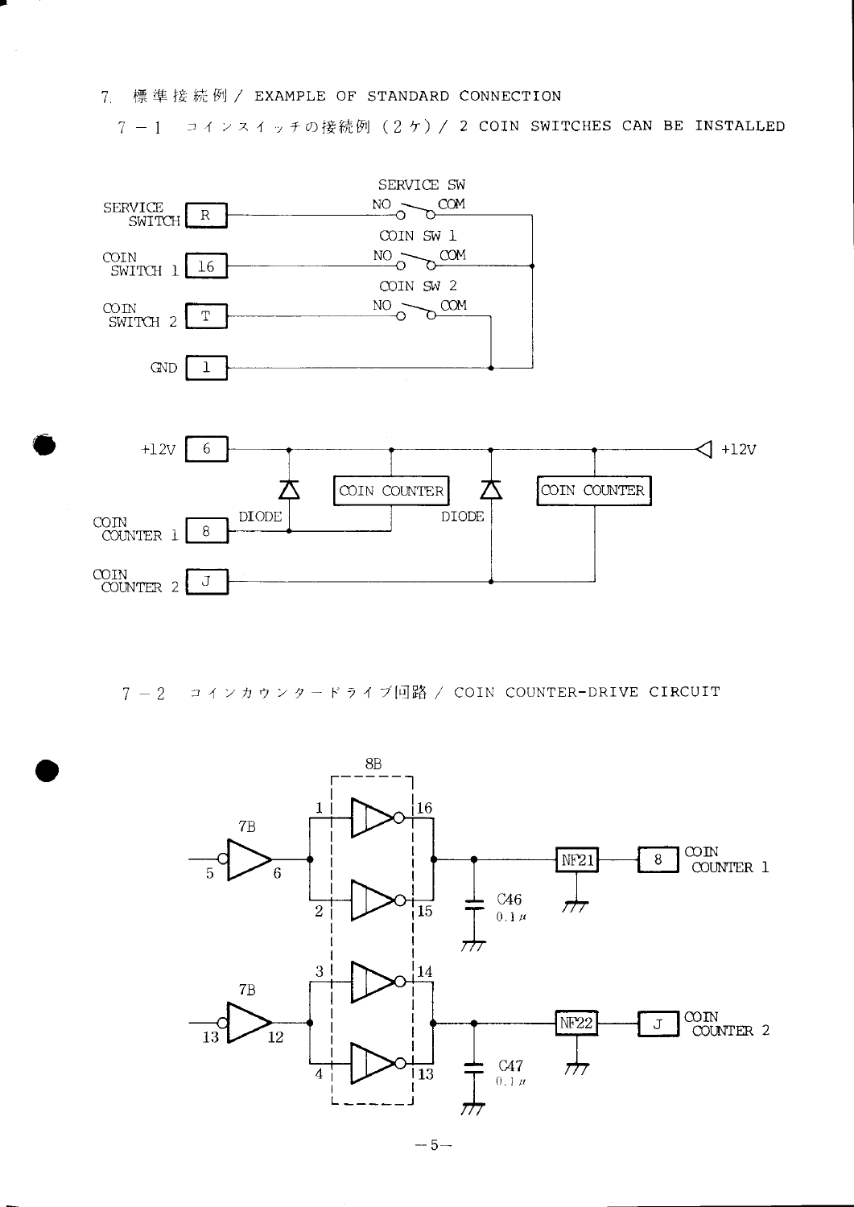## 7. 標準接続例 / EXAMPLE OF STANDARD CONNECTION

### 7－1 コインスイッチの接続例（2ヶ）/ 2 COIN SWITCHES CAN BE INSTALLED

SERVICE SWITCH [R] — SERVICE SW (NO — COM)

COIN SWITCH 1 [16] — COIN SW 1 (NO — COM)

COIN SWITCH 2 [T] — COIN SW 2 (NO — COM)

GND [1]

+12V [6] — +12V

COIN COUNTER 1 [8] — DIODE — COIN COUNTER

COIN COUNTER 2 [J] — DIODE — COIN COUNTER

### 7－2 コインカウンタードライブ回路 / COIN COUNTER-DRIVE CIRCUIT

7B (5, 6) — 8B (1, 2 / 16, 15) — C46 0.1μ — NF21 — [8] COIN COUNTER 1

7B (13, 12) — 8B (3, 4 / 14, 13) — C47 0.1μ — NF22 — [J] COIN COUNTER 2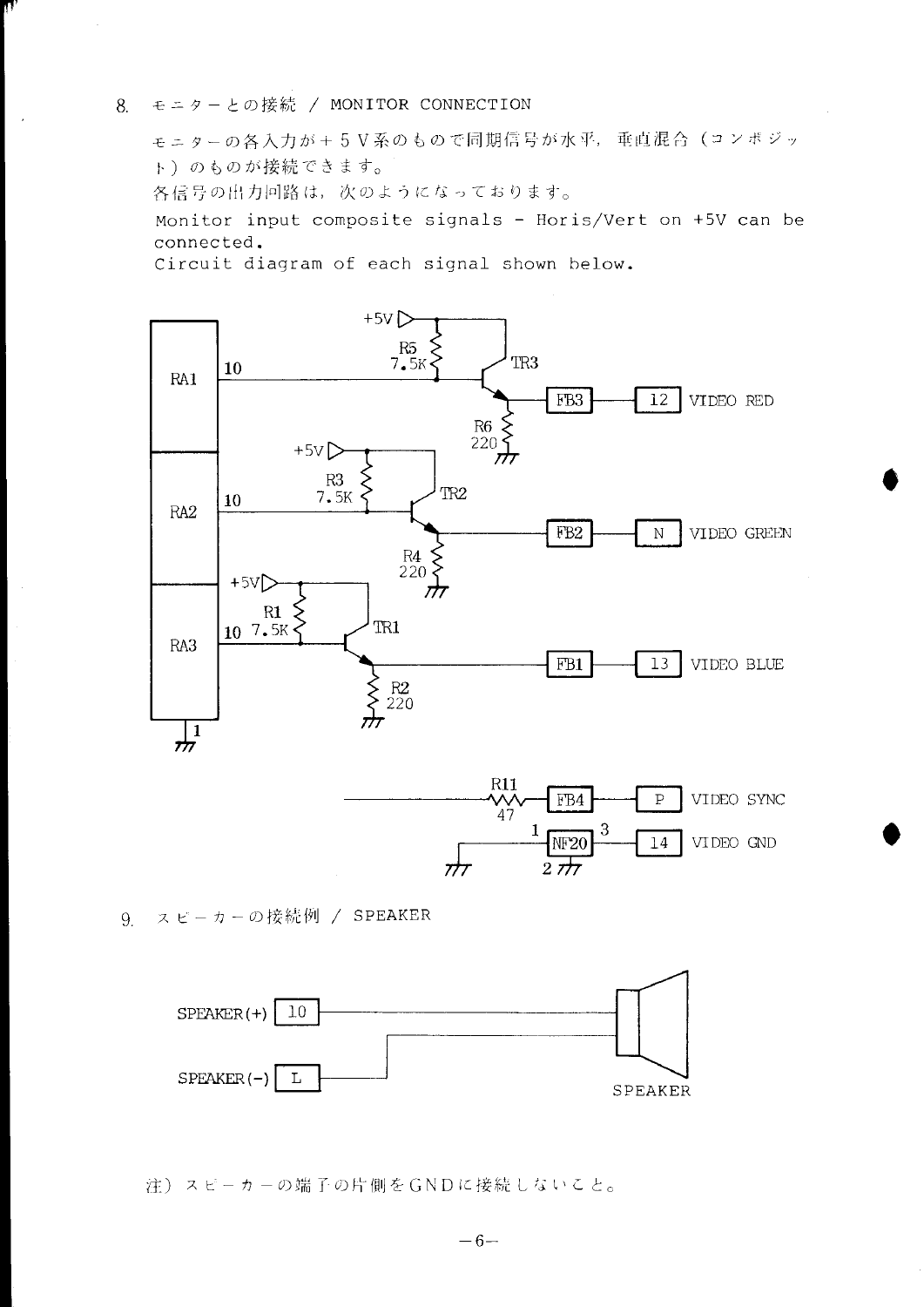## 8. モニターとの接続 / MONITOR CONNECTION

モニターの各入力が＋５Ｖ系のもので同期信号が水平，垂直混合（コンポジット）のものが接続できます。

各信号の出力回路は，次のようになっております。

Monitor input composite signals - Horis/Vert on +5V can be connected.

Circuit diagram of each signal shown below.

RA1 10 — R5 7.5K (+5V) — TR3 — R6 220 — FB3 — 12 VIDEO RED

RA2 10 — R3 7.5K (+5V) — TR2 — R4 220 — FB2 — N VIDEO GREEN

RA3 10 — R1 7.5K (+5V) — TR1 — R2 220 — FB1 — 13 VIDEO BLUE

R11 47 — FB4 — P VIDEO SYNC

NF20 (1, 2, 3) — 14 VIDEO GND

## 9. スピーカーの接続例 / SPEAKER

SPEAKER(+) 10

SPEAKER(−) L

SPEAKER

注）スピーカーの端子の片側をＧＮＤに接続しないこと。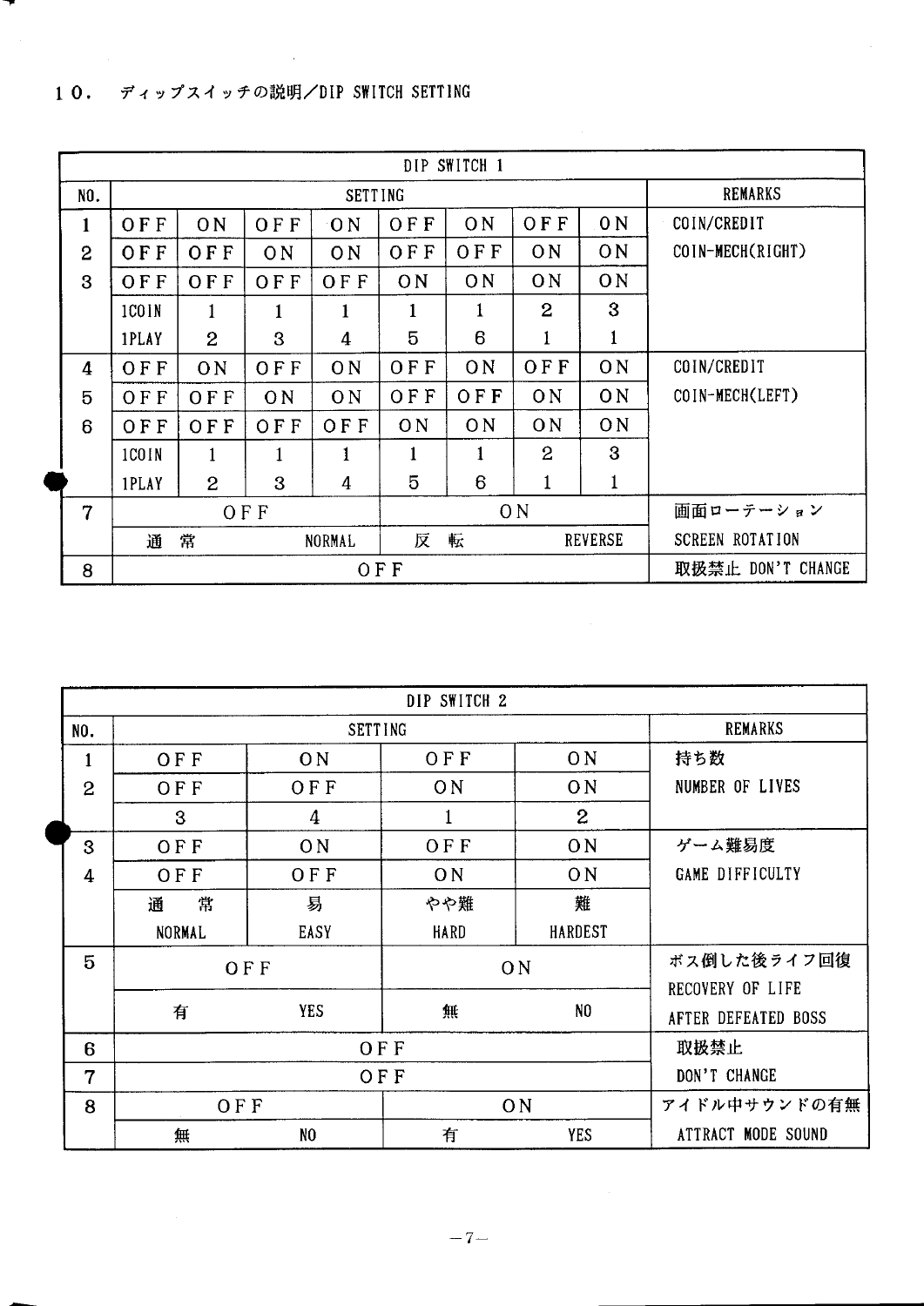## 10. ディップスイッチの説明／DIP SWITCH SETTING

| DIP SWITCH 1 | | | | | | | | | |
|---|---|---|---|---|---|---|---|---|---|
| NO. | SETTING | | | | | | | | REMARKS |
| 1 | OFF | ON | OFF | ON | OFF | ON | OFF | ON | COIN/CREDIT |
| 2 | OFF | OFF | ON | ON | OFF | OFF | ON | ON | COIN-MECH(RIGHT) |
| 3 | OFF | OFF | OFF | OFF | ON | ON | ON | ON | |
| | 1COIN | 1 | 1 | 1 | 1 | 1 | 2 | 3 | |
| | 1PLAY | 2 | 3 | 4 | 5 | 6 | 1 | 1 | |
| 4 | OFF | ON | OFF | ON | OFF | ON | OFF | ON | COIN/CREDIT |
| 5 | OFF | OFF | ON | ON | OFF | OFF | ON | ON | COIN-MECH(LEFT) |
| 6 | OFF | OFF | OFF | OFF | ON | ON | ON | ON | |
| | 1COIN | 1 | 1 | 1 | 1 | 1 | 2 | 3 | |
| | 1PLAY | 2 | 3 | 4 | 5 | 6 | 1 | 1 | |
| 7 | OFF | | | | ON | | | | 画面ローテーション |
| | 通 常 NORMAL | | | | 反 転 REVERSE | | | | SCREEN ROTATION |
| 8 | OFF | | | | | | | | 取扱禁止 DON'T CHANGE |

| DIP SWITCH 2 | | | | | |
|---|---|---|---|---|---|
| NO. | SETTING | | | | REMARKS |
| 1 | OFF | ON | OFF | ON | 持ち数 |
| 2 | OFF | OFF | ON | ON | NUMBER OF LIVES |
| | 3 | 4 | 1 | 2 | |
| 3 | OFF | ON | OFF | ON | ゲーム難易度 |
| 4 | OFF | OFF | ON | ON | GAME DIFFICULTY |
| | 通 常 NORMAL | 易 EASY | やや難 HARD | 難 HARDEST | |
| 5 | OFF | | ON | | ボス倒した後ライフ回復 |
| | 有 YES | | 無 NO | | RECOVERY OF LIFE AFTER DEFEATED BOSS |
| 6 | OFF | | | | 取扱禁止 |
| 7 | OFF | | | | DON'T CHANGE |
| 8 | OFF | | ON | | アイドル中サウンドの有無 |
| | 無 NO | | 有 YES | | ATTRACT MODE SOUND |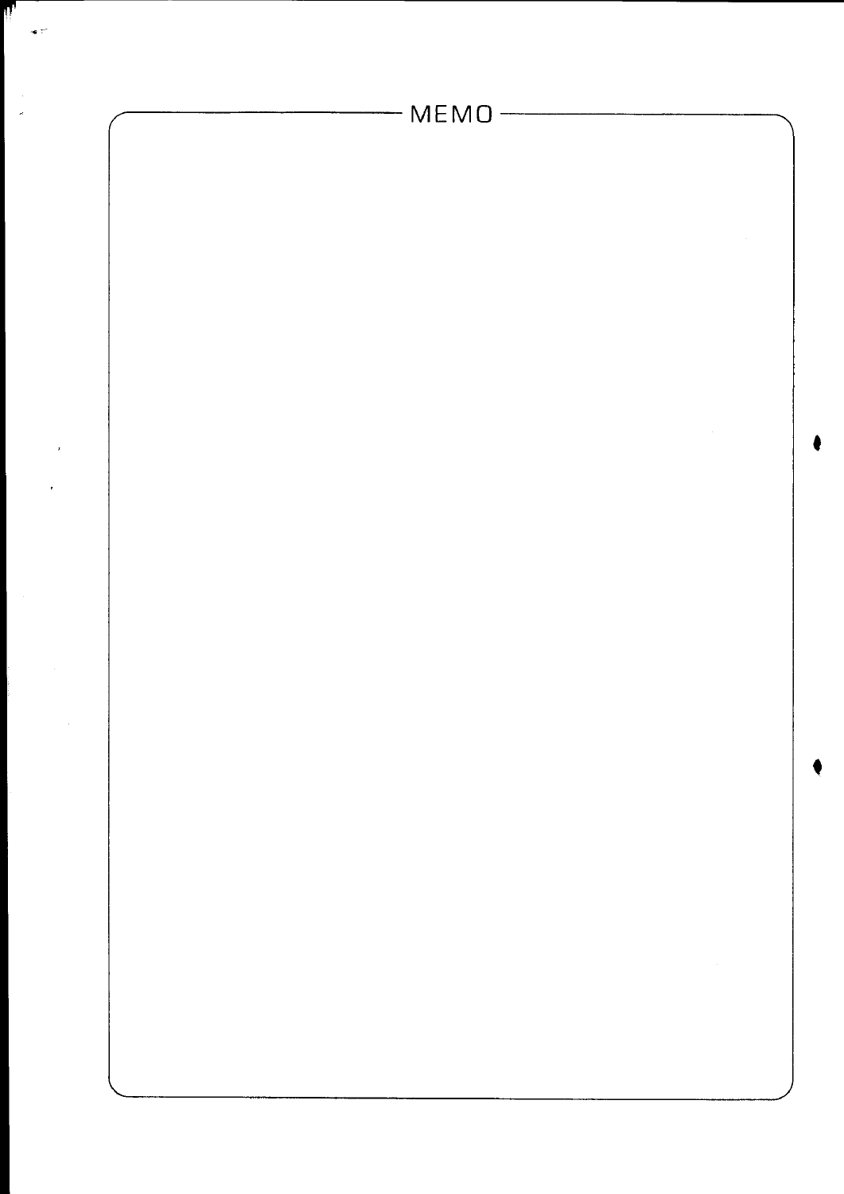MEMO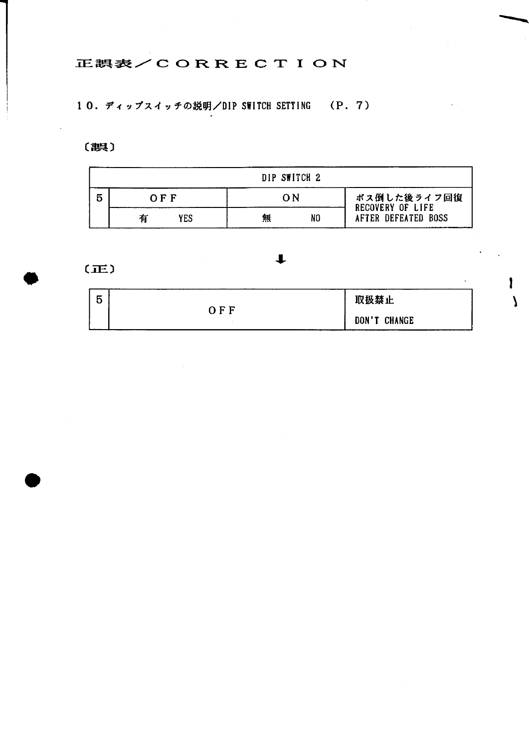# 正誤表／CORRECTION

## 10．ディップスイッチの説明／DIP SWITCH SETTING　（P．7）

〔誤〕

| DIP SWITCH 2 | | | |
|---|---|---|---|
| 5 | OFF | ON | ボス倒した後ライフ回復<br>RECOVERY OF LIFE<br>AFTER DEFEATED BOSS |
| | 有　YES | 無　NO | |

↓

〔正〕

| | | |
|---|---|---|
| 5 | OFF | 取扱禁止<br>DON'T CHANGE |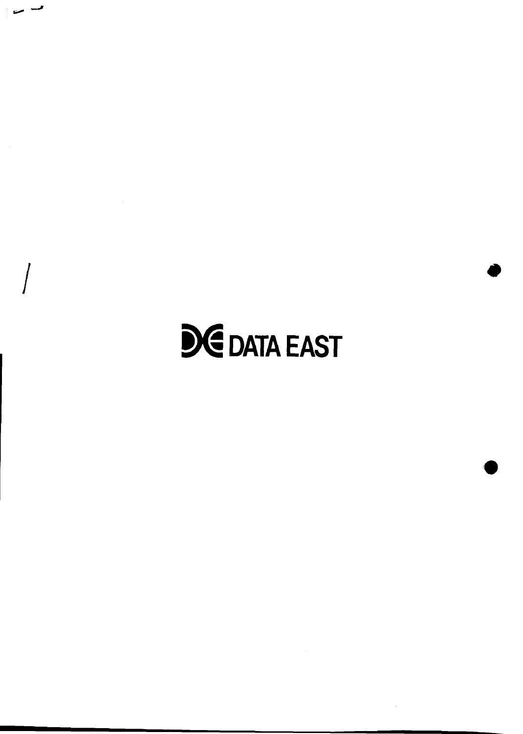DATA EAST